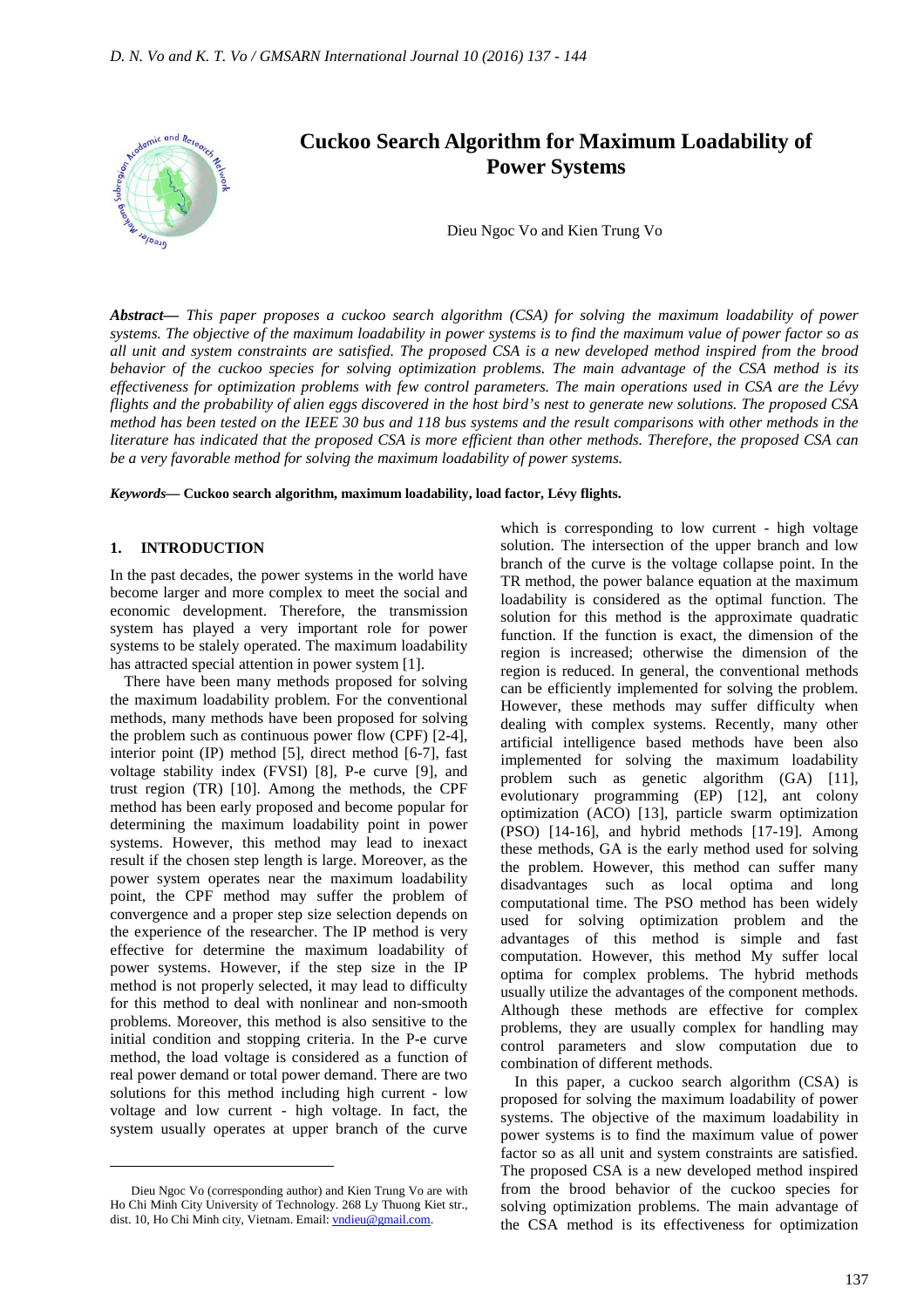# Cuckoo Search Algorithm for Maximum Loadability of Power Systems

Dieu Ngoc Vo and Kien Trung Vo

***Abstract*— *This paper proposes a cuckoo search algorithm (CSA) for solving the maximum loadability of power systems. The objective of the maximum loadability in power systems is to find the maximum value of power factor so as all unit and system constraints are satisfied. The proposed CSA is a new developed method inspired from the brood behavior of the cuckoo species for solving optimization problems. The main advantage of the CSA method is its effectiveness for optimization problems with few control parameters. The main operations used in CSA are the Lévy flights and the probability of alien eggs discovered in the host bird's nest to generate new solutions. The proposed CSA method has been tested on the IEEE 30 bus and 118 bus systems and the result comparisons with other methods in the literature has indicated that the proposed CSA is more efficient than other methods. Therefore, the proposed CSA can be a very favorable method for solving the maximum loadability of power systems.***

***Keywords*— Cuckoo search algorithm, maximum loadability, load factor, Lévy flights.**

## 1. INTRODUCTION

In the past decades, the power systems in the world have become larger and more complex to meet the social and economic development. Therefore, the transmission system has played a very important role for power systems to be stalely operated. The maximum loadability has attracted special attention in power system [1].

There have been many methods proposed for solving the maximum loadability problem. For the conventional methods, many methods have been proposed for solving the problem such as continuous power flow (CPF) [2-4], interior point (IP) method [5], direct method [6-7], fast voltage stability index (FVSI) [8], P-e curve [9], and trust region (TR) [10]. Among the methods, the CPF method has been early proposed and become popular for determining the maximum loadability point in power systems. However, this method may lead to inexact result if the chosen step length is large. Moreover, as the power system operates near the maximum loadability point, the CPF method may suffer the problem of convergence and a proper step size selection depends on the experience of the researcher. The IP method is very effective for determine the maximum loadability of power systems. However, if the step size in the IP method is not properly selected, it may lead to difficulty for this method to deal with nonlinear and non-smooth problems. Moreover, this method is also sensitive to the initial condition and stopping criteria. In the P-e curve method, the load voltage is considered as a function of real power demand or total power demand. There are two solutions for this method including high current - low voltage and low current - high voltage. In fact, the system usually operates at upper branch of the curve which is corresponding to low current - high voltage solution. The intersection of the upper branch and low branch of the curve is the voltage collapse point. In the TR method, the power balance equation at the maximum loadability is considered as the optimal function. The solution for this method is the approximate quadratic function. If the function is exact, the dimension of the region is increased; otherwise the dimension of the region is reduced. In general, the conventional methods can be efficiently implemented for solving the problem. However, these methods may suffer difficulty when dealing with complex systems. Recently, many other artificial intelligence based methods have been also implemented for solving the maximum loadability problem such as genetic algorithm (GA) [11], evolutionary programming (EP) [12], ant colony optimization (ACO) [13], particle swarm optimization (PSO) [14-16], and hybrid methods [17-19]. Among these methods, GA is the early method used for solving the problem. However, this method can suffer many disadvantages such as local optima and long computational time. The PSO method has been widely used for solving optimization problem and the advantages of this method is simple and fast computation. However, this method My suffer local optima for complex problems. The hybrid methods usually utilize the advantages of the component methods. Although these methods are effective for complex problems, they are usually complex for handling may control parameters and slow computation due to combination of different methods.

In this paper, a cuckoo search algorithm (CSA) is proposed for solving the maximum loadability of power systems. The objective of the maximum loadability in power systems is to find the maximum value of power factor so as all unit and system constraints are satisfied. The proposed CSA is a new developed method inspired from the brood behavior of the cuckoo species for solving optimization problems. The main advantage of the CSA method is its effectiveness for optimization

---

Dieu Ngoc Vo (corresponding author) and Kien Trung Vo are with Ho Chi Minh City University of Technology. 268 Ly Thuong Kiet str., dist. 10, Ho Chi Minh city, Vietnam. Email: vndieu@gmail.com.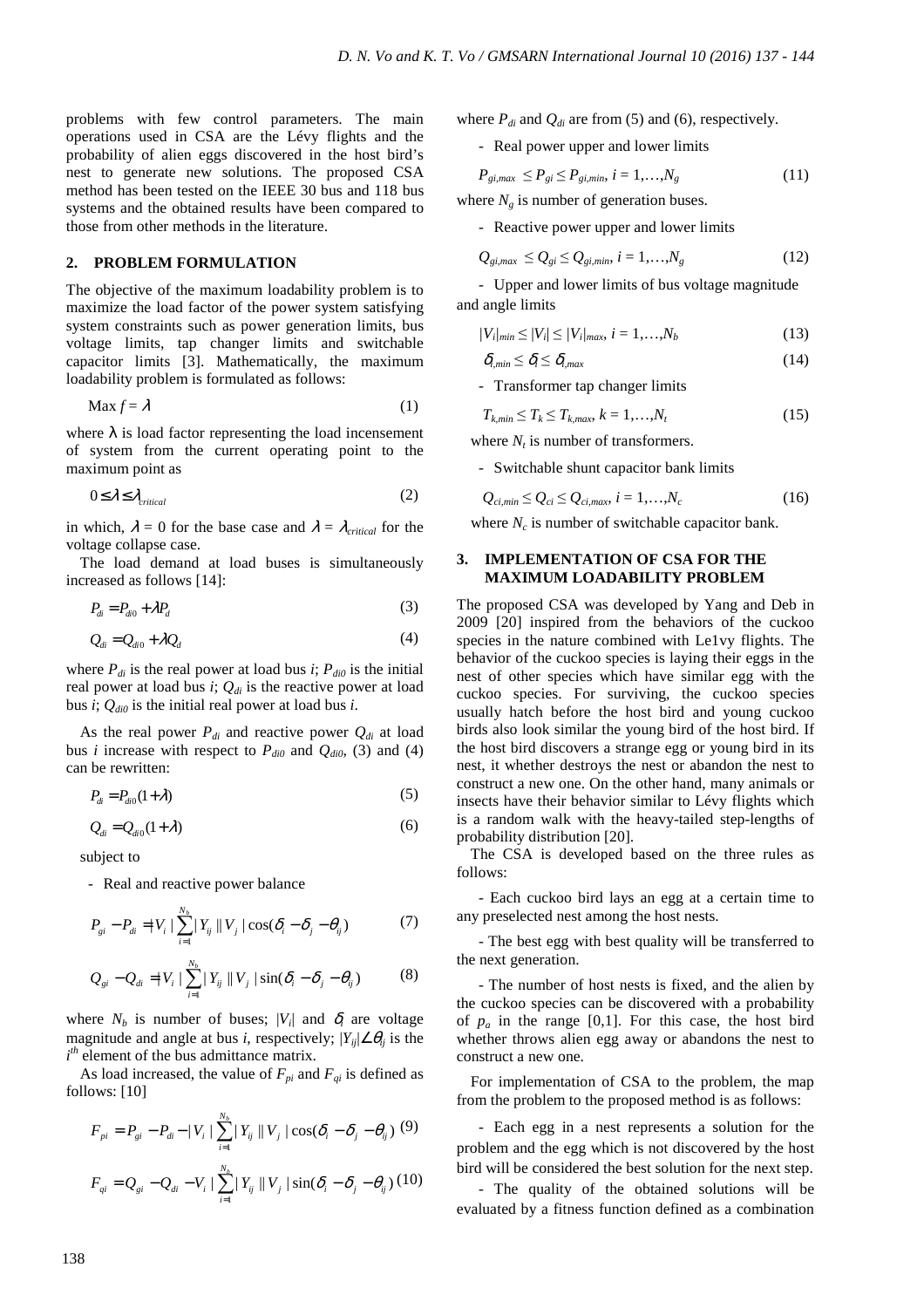problems with few control parameters. The main operations used in CSA are the Lévy flights and the probability of alien eggs discovered in the host bird's nest to generate new solutions. The proposed CSA method has been tested on the IEEE 30 bus and 118 bus systems and the obtained results have been compared to those from other methods in the literature.

## 2. PROBLEM FORMULATION

The objective of the maximum loadability problem is to maximize the load factor of the power system satisfying system constraints such as power generation limits, bus voltage limits, tap changer limits and switchable capacitor limits [3]. Mathematically, the maximum loadability problem is formulated as follows:

$$\text{Max } f = \lambda \tag{1}$$

where λ is load factor representing the load incensement of system from the current operating point to the maximum point as

$$0 \leq \lambda \leq \lambda_{critical} \tag{2}$$

in which, $\lambda = 0$ for the base case and $\lambda = \lambda_{critical}$ for the voltage collapse case.

The load demand at load buses is simultaneously increased as follows [14]:

$$P_{di} = P_{di0} + \lambda P_d \tag{3}$$

$$Q_{di} = Q_{di0} + \lambda Q_d \tag{4}$$

where $P_{di}$ is the real power at load bus *i*; $P_{di0}$ is the initial real power at load bus *i*; $Q_{di}$ is the reactive power at load bus *i*; $Q_{di0}$ is the initial real power at load bus *i*.

As the real power $P_{di}$ and reactive power $Q_{di}$ at load bus *i* increase with respect to $P_{di0}$ and $Q_{di0}$, (3) and (4) can be rewritten:

$$P_{di} = P_{di0}(1+\lambda) \tag{5}$$

$$Q_{di} = Q_{di0}(1+\lambda) \tag{6}$$

subject to

- Real and reactive power balance

$$P_{gi} - P_{di} = |V_i| \sum_{i=1}^{N_b} |Y_{ij}||V_j| \cos(\delta_i - \delta_j - \theta_{ij}) \tag{7}$$

$$Q_{gi} - Q_{di} = |V_i| \sum_{i=1}^{N_b} |Y_{ij}||V_j| \sin(\delta_i - \delta_j - \theta_{ij}) \tag{8}$$

where $N_b$ is number of buses; $|V_i|$ and $\delta_i$ are voltage magnitude and angle at bus *i*, respectively; $|Y_{ij}|\angle\theta_{ij}$ is the $i^{th}$ element of the bus admittance matrix.

As load increased, the value of $F_{pi}$ and $F_{qi}$ is defined as follows: [10]

$$F_{pi} = P_{gi} - P_{di} - |V_i| \sum_{i=1}^{N_b} |Y_{ij}||V_j| \cos(\delta_i - \delta_j - \theta_{ij}) \tag{9}$$

$$F_{qi} = Q_{gi} - Q_{di} - V_i | \sum_{i=1}^{N_b} |Y_{ij}||V_j| \sin(\delta_i - \delta_j - \theta_{ij}) \tag{10}$$

where $P_{di}$ and $Q_{di}$ are from (5) and (6), respectively.

- Real power upper and lower limits

$$P_{gi,max} \leq P_{gi} \leq P_{gi,min},\ i = 1,\ldots,N_g \tag{11}$$

where $N_g$ is number of generation buses.

- Reactive power upper and lower limits

$$Q_{gi,max} \leq Q_{gi} \leq Q_{gi,min},\ i = 1,\ldots,N_g \tag{12}$$

- Upper and lower limits of bus voltage magnitude and angle limits

$$|V_i|_{min} \leq |V_i| \leq |V_i|_{max},\ i = 1,\ldots,N_b \tag{13}$$

$$\delta_{i,min} \leq \delta_i \leq \delta_{i,max} \tag{14}$$

- Transformer tap changer limits

$$T_{k,min} \leq T_k \leq T_{k,max},\ k = 1,\ldots,N_t \tag{15}$$

where $N_t$ is number of transformers.

- Switchable shunt capacitor bank limits

$$Q_{ci,min} \leq Q_{ci} \leq Q_{ci,max},\ i = 1,\ldots,N_c \tag{16}$$

where $N_c$ is number of switchable capacitor bank.

## 3. IMPLEMENTATION OF CSA FOR THE MAXIMUM LOADABILITY PROBLEM

The proposed CSA was developed by Yang and Deb in 2009 [20] inspired from the behaviors of the cuckoo species in the nature combined with Le1vy flights. The behavior of the cuckoo species is laying their eggs in the nest of other species which have similar egg with the cuckoo species. For surviving, the cuckoo species usually hatch before the host bird and young cuckoo birds also look similar the young bird of the host bird. If the host bird discovers a strange egg or young bird in its nest, it whether destroys the nest or abandon the nest to construct a new one. On the other hand, many animals or insects have their behavior similar to Lévy flights which is a random walk with the heavy-tailed step-lengths of probability distribution [20].

The CSA is developed based on the three rules as follows:

- Each cuckoo bird lays an egg at a certain time to any preselected nest among the host nests.
- The best egg with best quality will be transferred to the next generation.
- The number of host nests is fixed, and the alien by the cuckoo species can be discovered with a probability of $p_a$ in the range [0,1]. For this case, the host bird whether throws alien egg away or abandons the nest to construct a new one.

For implementation of CSA to the problem, the map from the problem to the proposed method is as follows:

- Each egg in a nest represents a solution for the problem and the egg which is not discovered by the host bird will be considered the best solution for the next step.
- The quality of the obtained solutions will be evaluated by a fitness function defined as a combination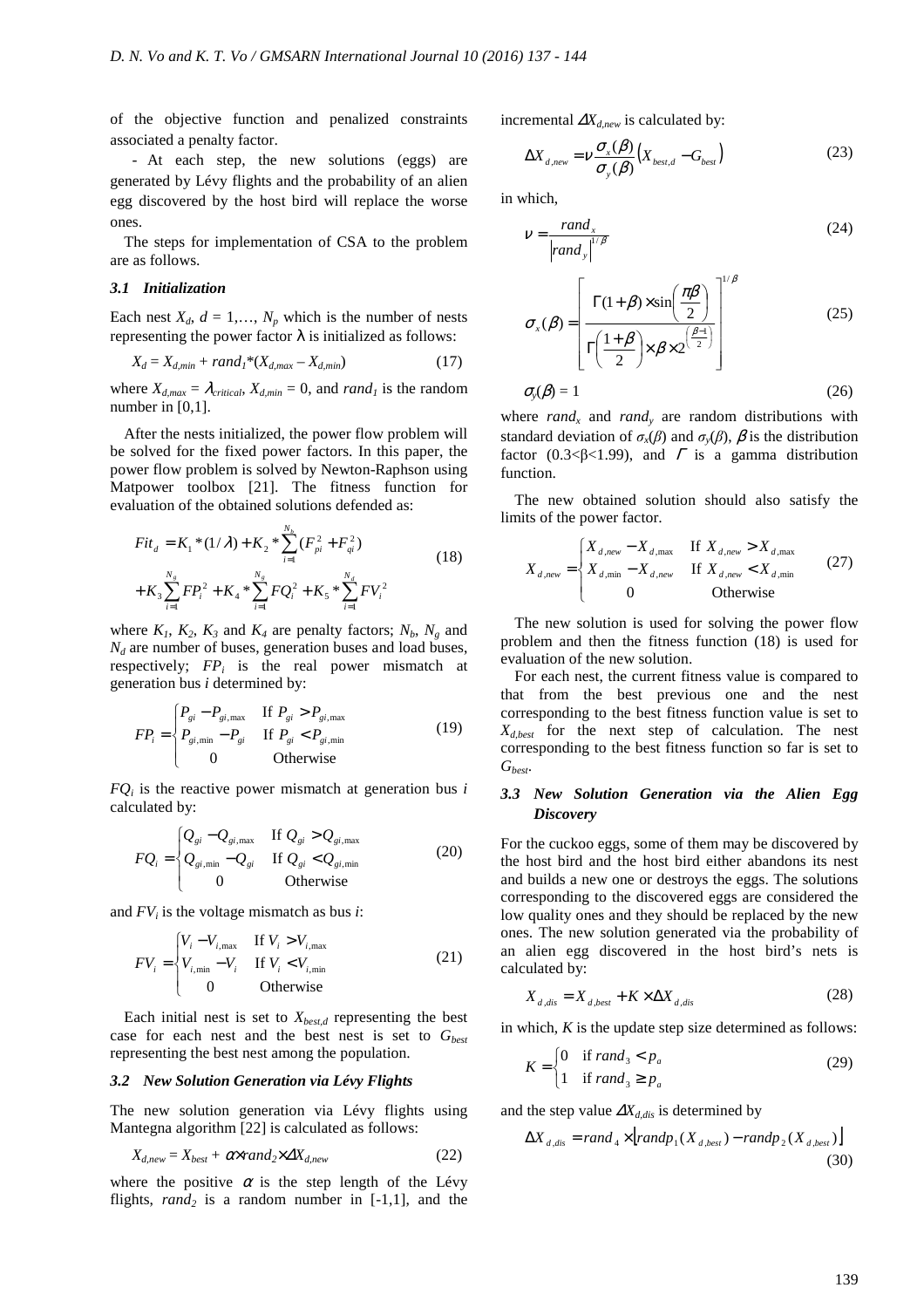of the objective function and penalized constraints associated a penalty factor.

- At each step, the new solutions (eggs) are generated by Lévy flights and the probability of an alien egg discovered by the host bird will replace the worse ones.

The steps for implementation of CSA to the problem are as follows.

### 3.1 Initialization

Each nest $X_d$, $d = 1,\ldots, N_p$ which is the number of nests representing the power factor $\lambda$ is initialized as follows:

$$X_d = X_{d,min} + rand_1 * (X_{d,max} - X_{d,min}) \tag{17}$$

where $X_{d,max} = \lambda_{critical}$, $X_{d,min} = 0$, and $rand_1$ is the random number in [0,1].

After the nests initialized, the power flow problem will be solved for the fixed power factors. In this paper, the power flow problem is solved by Newton-Raphson using Matpower toolbox [21]. The fitness function for evaluation of the obtained solutions defended as:

$$\begin{aligned} Fit_d &= K_1 * (1/\lambda) + K_2 * \sum_{i=1}^{N_b} (F_{pi}^2 + F_{qi}^2) \\ &+ K_3 \sum_{i=1}^{N_g} FP_i^2 + K_4 * \sum_{i=1}^{N_g} FQ_i^2 + K_5 * \sum_{i=1}^{N_d} FV_i^2 \end{aligned} \tag{18}$$

where $K_1$, $K_2$, $K_3$ and $K_4$ are penalty factors; $N_b$, $N_g$ and $N_d$ are number of buses, generation buses and load buses, respectively; $FP_i$ is the real power mismatch at generation bus $i$ determined by:

$$FP_i = \begin{cases} P_{gi} - P_{gi,\max} & \text{If } P_{gi} > P_{gi,\max} \\ P_{gi,\min} - P_{gi} & \text{If } P_{gi} < P_{gi,\min} \\ 0 & \text{Otherwise} \end{cases} \tag{19}$$

$FQ_i$ is the reactive power mismatch at generation bus $i$ calculated by:

$$FQ_i = \begin{cases} Q_{gi} - Q_{gi,\max} & \text{If } Q_{gi} > Q_{gi,\max} \\ Q_{gi,\min} - Q_{gi} & \text{If } Q_{gi} < Q_{gi,\min} \\ 0 & \text{Otherwise} \end{cases} \tag{20}$$

and $FV_i$ is the voltage mismatch as bus $i$:

$$FV_i = \begin{cases} V_i - V_{i,\max} & \text{If } V_i > V_{i,\max} \\ V_{i,\min} - V_i & \text{If } V_i < V_{i,\min} \\ 0 & \text{Otherwise} \end{cases} \tag{21}$$

Each initial nest is set to $X_{best,d}$ representing the best case for each nest and the best nest is set to $G_{best}$ representing the best nest among the population.

### 3.2 New Solution Generation via Lévy Flights

The new solution generation via Lévy flights using Mantegna algorithm [22] is calculated as follows:

$$X_{d,new} = X_{best} + \alpha \times rand_2 \times \Delta X_{d,new} \tag{22}$$

where the positive $\alpha$ is the step length of the Lévy flights, $rand_2$ is a random number in [-1,1], and the incremental $\Delta X_{d,new}$ is calculated by:

$$\Delta X_{d,new} = \nu \frac{\sigma_x(\beta)}{\sigma_y(\beta)} \left( X_{best,d} - G_{best} \right) \tag{23}$$

in which,

$$\nu = \frac{rand_x}{\left| rand_y \right|^{1/\beta}} \tag{24}$$

$$\sigma_x(\beta) = \left[ \frac{\Gamma(1+\beta) \times \sin\left(\frac{\pi\beta}{2}\right)}{\Gamma\left(\frac{1+\beta}{2}\right) \times \beta \times 2^{\left(\frac{\beta-1}{2}\right)}} \right]^{1/\beta} \tag{25}$$

$$\sigma_y(\beta) = 1 \tag{26}$$

where $rand_x$ and $rand_y$ are random distributions with standard deviation of $\sigma_x(\beta)$ and $\sigma_y(\beta)$, $\beta$ is the distribution factor ($0.3<\beta<1.99$), and $\Gamma$ is a gamma distribution function.

The new obtained solution should also satisfy the limits of the power factor.

$$X_{d,new} = \begin{cases} X_{d,new} - X_{d,\max} & \text{If } X_{d,new} > X_{d,\max} \\ X_{d,\min} - X_{d,new} & \text{If } X_{d,new} < X_{d,\min} \\ 0 & \text{Otherwise} \end{cases} \tag{27}$$

The new solution is used for solving the power flow problem and then the fitness function (18) is used for evaluation of the new solution.

For each nest, the current fitness value is compared to that from the best previous one and the nest corresponding to the best fitness function value is set to $X_{d,best}$ for the next step of calculation. The nest corresponding to the best fitness function so far is set to $G_{best}$.

### 3.3 New Solution Generation via the Alien Egg Discovery

For the cuckoo eggs, some of them may be discovered by the host bird and the host bird either abandons its nest and builds a new one or destroys the eggs. The solutions corresponding to the discovered eggs are considered the low quality ones and they should be replaced by the new ones. The new solution generated via the probability of an alien egg discovered in the host bird's nets is calculated by:

$$X_{d,dis} = X_{d,best} + K \times \Delta X_{d,dis} \tag{28}$$

in which, $K$ is the update step size determined as follows:

$$K = \begin{cases} 0 & \text{if } rand_3 < p_a \\ 1 & \text{if } rand_3 \geq p_a \end{cases} \tag{29}$$

and the step value $\Delta X_{d,dis}$ is determined by

$$\Delta X_{d,dis} = rand_4 \times \left[ randp_1(X_{d,best}) - randp_2(X_{d,best}) \right] \tag{30}$$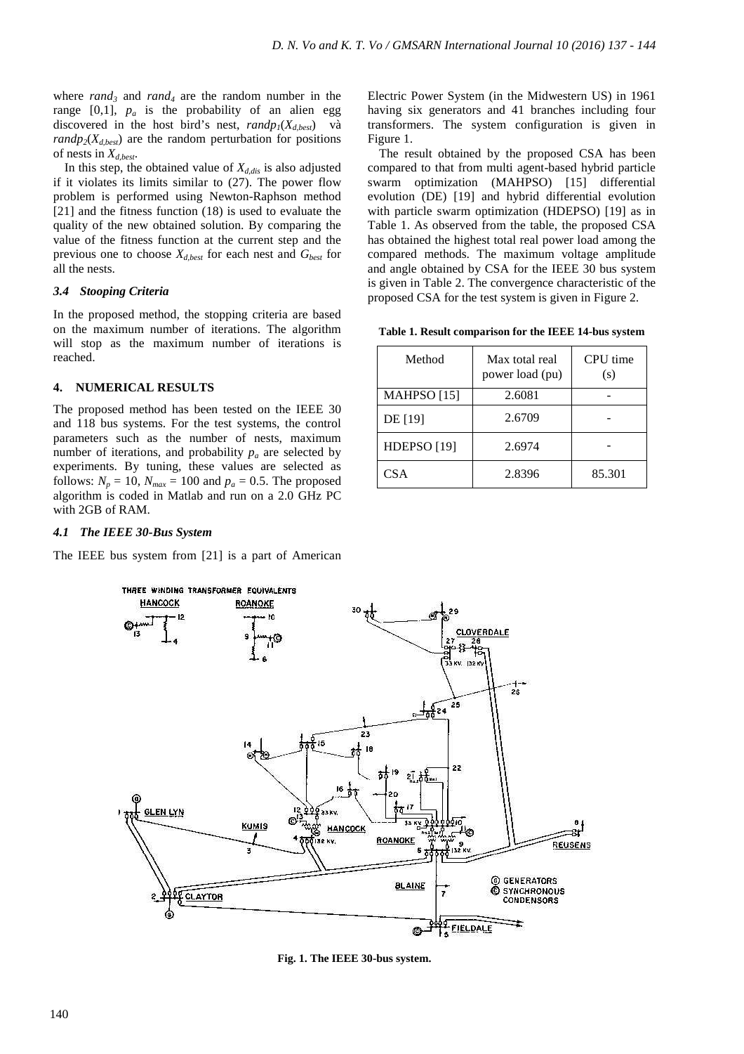where $rand_3$ and $rand_4$ are the random number in the range [0,1], $p_a$ is the probability of an alien egg discovered in the host bird's nest, $randp_1(X_{d,best})$ và $randp_2(X_{d,best})$ are the random perturbation for positions of nests in $X_{d,best}$.

In this step, the obtained value of $X_{d,dis}$ is also adjusted if it violates its limits similar to (27). The power flow problem is performed using Newton-Raphson method [21] and the fitness function (18) is used to evaluate the quality of the new obtained solution. By comparing the value of the fitness function at the current step and the previous one to choose $X_{d,best}$ for each nest and $G_{best}$ for all the nests.

### *3.4 Stooping Criteria*

In the proposed method, the stopping criteria are based on the maximum number of iterations. The algorithm will stop as the maximum number of iterations is reached.

## 4. NUMERICAL RESULTS

The proposed method has been tested on the IEEE 30 and 118 bus systems. For the test systems, the control parameters such as the number of nests, maximum number of iterations, and probability $p_a$ are selected by experiments. By tuning, these values are selected as follows: $N_p$ = 10, $N_{max}$ = 100 and $p_a$ = 0.5. The proposed algorithm is coded in Matlab and run on a 2.0 GHz PC with 2GB of RAM.

### *4.1 The IEEE 30-Bus System*

The IEEE bus system from [21] is a part of American Electric Power System (in the Midwestern US) in 1961 having six generators and 41 branches including four transformers. The system configuration is given in Figure 1.

The result obtained by the proposed CSA has been compared to that from multi agent-based hybrid particle swarm optimization (MAHPSO) [15] differential evolution (DE) [19] and hybrid differential evolution with particle swarm optimization (HDEPSO) [19] as in Table 1. As observed from the table, the proposed CSA has obtained the highest total real power load among the compared methods. The maximum voltage amplitude and angle obtained by CSA for the IEEE 30 bus system is given in Table 2. The convergence characteristic of the proposed CSA for the test system is given in Figure 2.

**Table 1. Result comparison for the IEEE 14-bus system**

| Method | Max total real power load (pu) | CPU time (s) |
|---|---|---|
| MAHPSO [15] | 2.6081 | - |
| DE [19] | 2.6709 | - |
| HDEPSO [19] | 2.6974 | - |
| CSA | 2.8396 | 85.301 |

**Fig. 1. The IEEE 30-bus system.**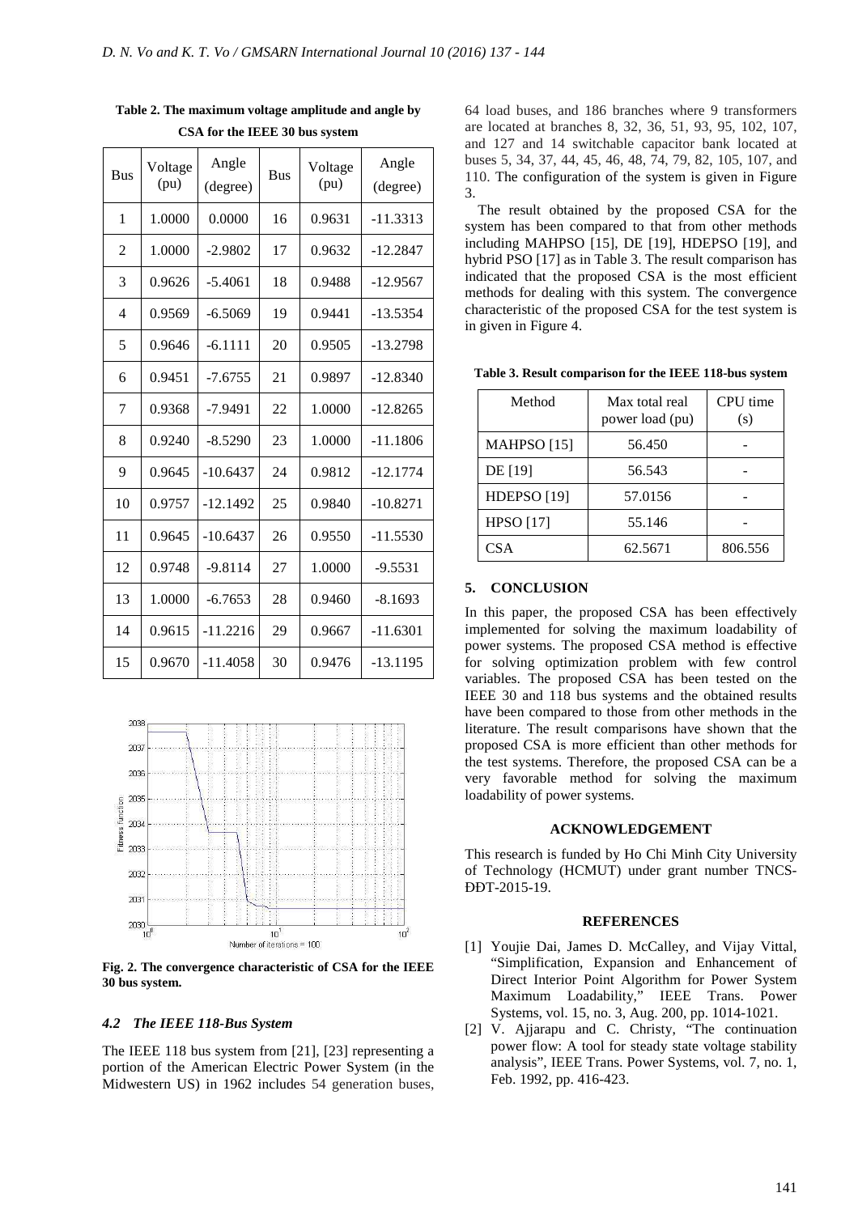**Table 2. The maximum voltage amplitude and angle by CSA for the IEEE 30 bus system**

| Bus | Voltage (pu) | Angle (degree) | Bus | Voltage (pu) | Angle (degree) |
|---|---|---|---|---|---|
| 1 | 1.0000 | 0.0000 | 16 | 0.9631 | -11.3313 |
| 2 | 1.0000 | -2.9802 | 17 | 0.9632 | -12.2847 |
| 3 | 0.9626 | -5.4061 | 18 | 0.9488 | -12.9567 |
| 4 | 0.9569 | -6.5069 | 19 | 0.9441 | -13.5354 |
| 5 | 0.9646 | -6.1111 | 20 | 0.9505 | -13.2798 |
| 6 | 0.9451 | -7.6755 | 21 | 0.9897 | -12.8340 |
| 7 | 0.9368 | -7.9491 | 22 | 1.0000 | -12.8265 |
| 8 | 0.9240 | -8.5290 | 23 | 1.0000 | -11.1806 |
| 9 | 0.9645 | -10.6437 | 24 | 0.9812 | -12.1774 |
| 10 | 0.9757 | -12.1492 | 25 | 0.9840 | -10.8271 |
| 11 | 0.9645 | -10.6437 | 26 | 0.9550 | -11.5530 |
| 12 | 0.9748 | -9.8114 | 27 | 1.0000 | -9.5531 |
| 13 | 1.0000 | -6.7653 | 28 | 0.9460 | -8.1693 |
| 14 | 0.9615 | -11.2216 | 29 | 0.9667 | -11.6301 |
| 15 | 0.9670 | -11.4058 | 30 | 0.9476 | -13.1195 |

**Fig. 2. The convergence characteristic of CSA for the IEEE 30 bus system.**

### *4.2 The IEEE 118-Bus System*

The IEEE 118 bus system from [21], [23] representing a portion of the American Electric Power System (in the Midwestern US) in 1962 includes 54 generation buses, 64 load buses, and 186 branches where 9 transformers are located at branches 8, 32, 36, 51, 93, 95, 102, 107, and 127 and 14 switchable capacitor bank located at buses 5, 34, 37, 44, 45, 46, 48, 74, 79, 82, 105, 107, and 110. The configuration of the system is given in Figure 3.

The result obtained by the proposed CSA for the system has been compared to that from other methods including MAHPSO [15], DE [19], HDEPSO [19], and hybrid PSO [17] as in Table 3. The result comparison has indicated that the proposed CSA is the most efficient methods for dealing with this system. The convergence characteristic of the proposed CSA for the test system is in given in Figure 4.

**Table 3. Result comparison for the IEEE 118-bus system**

| Method | Max total real power load (pu) | CPU time (s) |
|---|---|---|
| MAHPSO [15] | 56.450 | - |
| DE [19] | 56.543 | - |
| HDEPSO [19] | 57.0156 | - |
| HPSO [17] | 55.146 | - |
| CSA | 62.5671 | 806.556 |

## 5. CONCLUSION

In this paper, the proposed CSA has been effectively implemented for solving the maximum loadability of power systems. The proposed CSA method is effective for solving optimization problem with few control variables. The proposed CSA has been tested on the IEEE 30 and 118 bus systems and the obtained results have been compared to those from other methods in the literature. The result comparisons have shown that the proposed CSA is more efficient than other methods for the test systems. Therefore, the proposed CSA can be a very favorable method for solving the maximum loadability of power systems.

## ACKNOWLEDGEMENT

This research is funded by Ho Chi Minh City University of Technology (HCMUT) under grant number TNCS-ĐĐT-2015-19.

## REFERENCES

[1] Youjie Dai, James D. McCalley, and Vijay Vittal, "Simplification, Expansion and Enhancement of Direct Interior Point Algorithm for Power System Maximum Loadability," IEEE Trans. Power Systems, vol. 15, no. 3, Aug. 200, pp. 1014-1021.

[2] V. Ajjarapu and C. Christy, "The continuation power flow: A tool for steady state voltage stability analysis", IEEE Trans. Power Systems, vol. 7, no. 1, Feb. 1992, pp. 416-423.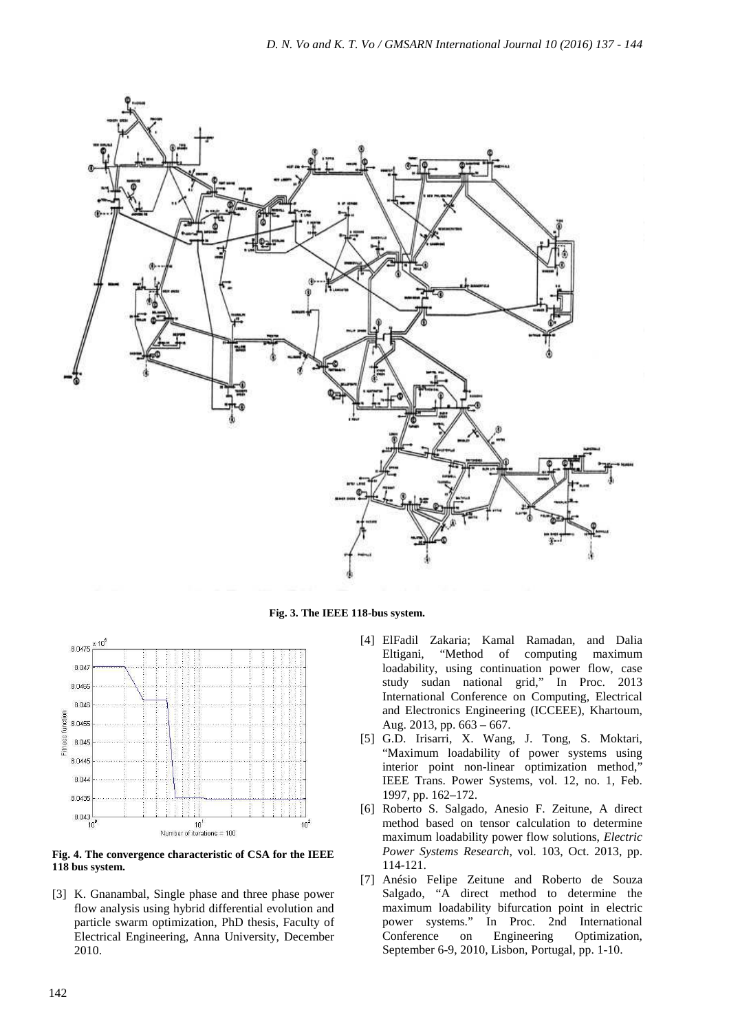**Fig. 3. The IEEE 118-bus system.**

**Fig. 4. The convergence characteristic of CSA for the IEEE 118 bus system.**

[3] K. Gnanambal, Single phase and three phase power flow analysis using hybrid differential evolution and particle swarm optimization, PhD thesis, Faculty of Electrical Engineering, Anna University, December 2010.

[4] ElFadil Zakaria; Kamal Ramadan, and Dalia Eltigani, "Method of computing maximum loadability, using continuation power flow, case study sudan national grid," In Proc. 2013 International Conference on Computing, Electrical and Electronics Engineering (ICCEEE), Khartoum, Aug. 2013, pp. 663 – 667.

[5] G.D. Irisarri, X. Wang, J. Tong, S. Moktari, "Maximum loadability of power systems using interior point non-linear optimization method," IEEE Trans. Power Systems, vol. 12, no. 1, Feb. 1997, pp. 162–172.

[6] Roberto S. Salgado, Anesio F. Zeitune, A direct method based on tensor calculation to determine maximum loadability power flow solutions, *Electric Power Systems Research*, vol. 103, Oct. 2013, pp. 114-121.

[7] Anésio Felipe Zeitune and Roberto de Souza Salgado, "A direct method to determine the maximum loadability bifurcation point in electric power systems." In Proc. 2nd International Conference on Engineering Optimization, September 6-9, 2010, Lisbon, Portugal, pp. 1-10.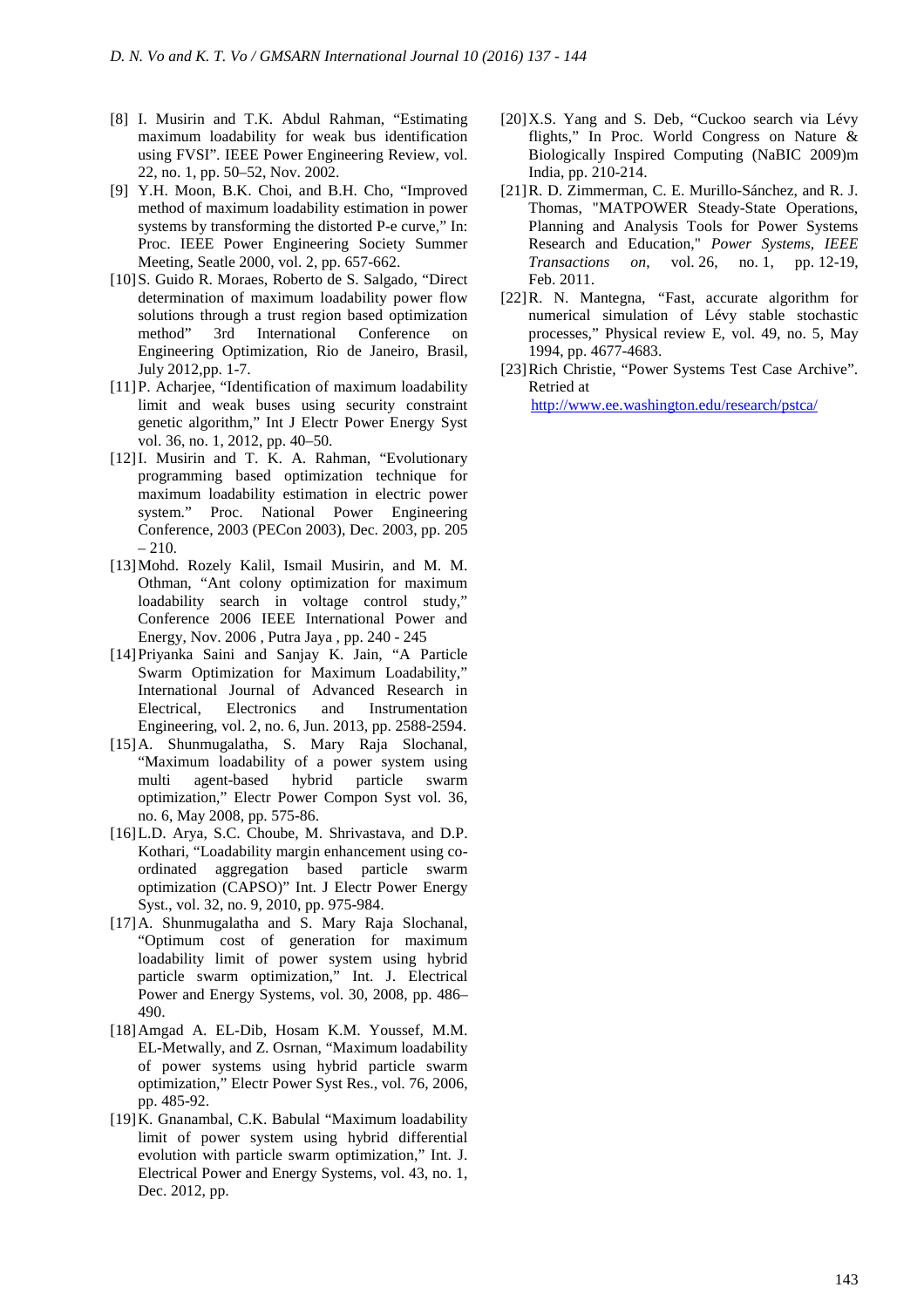[8] I. Musirin and T.K. Abdul Rahman, "Estimating maximum loadability for weak bus identification using FVSI". IEEE Power Engineering Review, vol. 22, no. 1, pp. 50–52, Nov. 2002.

[9] Y.H. Moon, B.K. Choi, and B.H. Cho, "Improved method of maximum loadability estimation in power systems by transforming the distorted P-e curve," In: Proc. IEEE Power Engineering Society Summer Meeting, Seatle 2000, vol. 2, pp. 657-662.

[10] S. Guido R. Moraes, Roberto de S. Salgado, "Direct determination of maximum loadability power flow solutions through a trust region based optimization method" 3rd International Conference on Engineering Optimization, Rio de Janeiro, Brasil, July 2012,pp. 1-7.

[11] P. Acharjee, "Identification of maximum loadability limit and weak buses using security constraint genetic algorithm," Int J Electr Power Energy Syst vol. 36, no. 1, 2012, pp. 40–50.

[12] I. Musirin and T. K. A. Rahman, "Evolutionary programming based optimization technique for maximum loadability estimation in electric power system." Proc. National Power Engineering Conference, 2003 (PECon 2003), Dec. 2003, pp. 205 – 210.

[13] Mohd. Rozely Kalil, Ismail Musirin, and M. M. Othman, "Ant colony optimization for maximum loadability search in voltage control study," Conference 2006 IEEE International Power and Energy, Nov. 2006 , Putra Jaya , pp. 240 - 245

[14] Priyanka Saini and Sanjay K. Jain, "A Particle Swarm Optimization for Maximum Loadability," International Journal of Advanced Research in Electrical, Electronics and Instrumentation Engineering, vol. 2, no. 6, Jun. 2013, pp. 2588-2594.

[15] A. Shunmugalatha, S. Mary Raja Slochanal, "Maximum loadability of a power system using multi agent-based hybrid particle swarm optimization," Electr Power Compon Syst vol. 36, no. 6, May 2008, pp. 575-86.

[16] L.D. Arya, S.C. Choube, M. Shrivastava, and D.P. Kothari, "Loadability margin enhancement using co-ordinated aggregation based particle swarm optimization (CAPSO)" Int. J Electr Power Energy Syst., vol. 32, no. 9, 2010, pp. 975-984.

[17] A. Shunmugalatha and S. Mary Raja Slochanal, "Optimum cost of generation for maximum loadability limit of power system using hybrid particle swarm optimization," Int. J. Electrical Power and Energy Systems, vol. 30, 2008, pp. 486–490.

[18] Amgad A. EL-Dib, Hosam K.M. Youssef, M.M. EL-Metwally, and Z. Osrnan, "Maximum loadability of power systems using hybrid particle swarm optimization," Electr Power Syst Res., vol. 76, 2006, pp. 485-92.

[19] K. Gnanambal, C.K. Babulal "Maximum loadability limit of power system using hybrid differential evolution with particle swarm optimization," Int. J. Electrical Power and Energy Systems, vol. 43, no. 1, Dec. 2012, pp.

[20] X.S. Yang and S. Deb, "Cuckoo search via Lévy flights," In Proc. World Congress on Nature & Biologically Inspired Computing (NaBIC 2009)m India, pp. 210-214.

[21] R. D. Zimmerman, C. E. Murillo-Sánchez, and R. J. Thomas, "MATPOWER Steady-State Operations, Planning and Analysis Tools for Power Systems Research and Education," *Power Systems, IEEE Transactions on*, vol. 26, no. 1, pp. 12-19, Feb. 2011.

[22] R. N. Mantegna, "Fast, accurate algorithm for numerical simulation of Lévy stable stochastic processes," Physical review E, vol. 49, no. 5, May 1994, pp. 4677-4683.

[23] Rich Christie, "Power Systems Test Case Archive". Retried at http://www.ee.washington.edu/research/pstca/